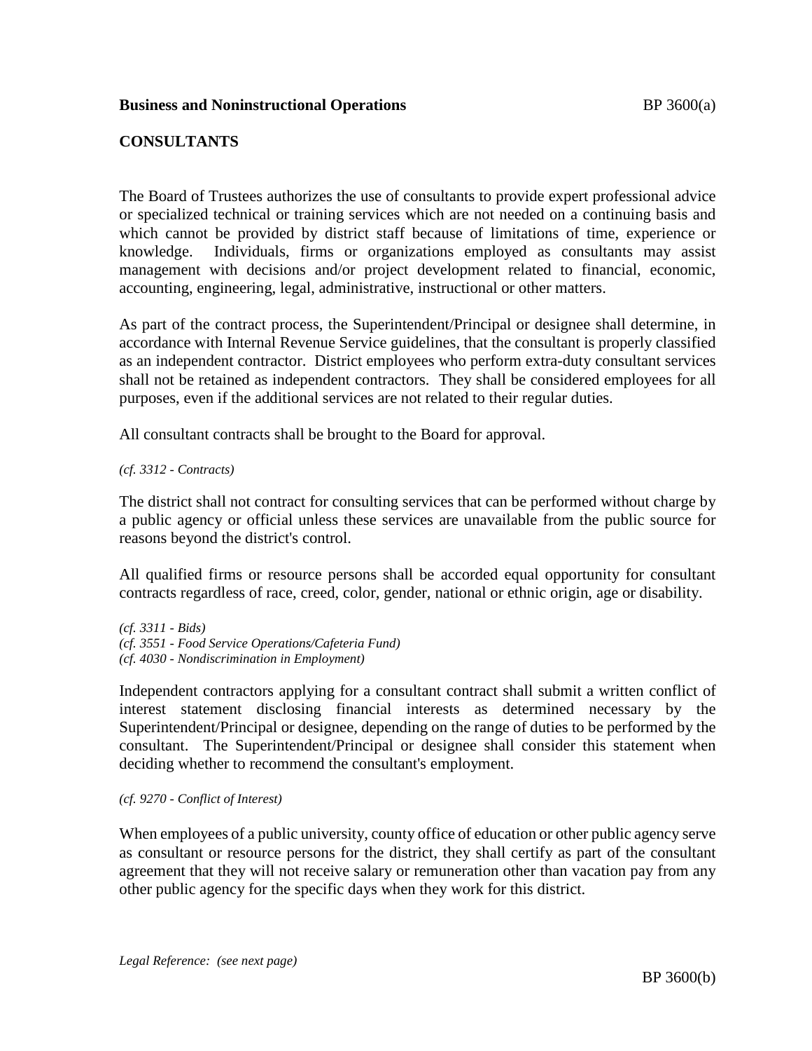**Business and Noninstructional Operations**

## CONSULTANTS

The Board of Trustees authorizes the use of consultants to provide expert professional advice or specialized technical or training services which are not needed on a continuing basis and which cannot be provided by district staff because of limitations of time, experience or knowledge. Individuals, firms or organizations employed as consultants may assist management with decisions and/or project development related to financial, economic, accounting, engineering, legal, administrative, instructional or other matters.

As part of the contract process, the Superintendent/Principal or designee shall determine, in accordance with Internal Revenue Service guidelines, that the consultant is properly classified as an independent contractor. District employees who perform extra-duty consultant services shall not be retained as independent contractors. They shall be considered employees for all purposes, even if the additional services are not related to their regular duties.

All consultant contracts shall be brought to the Board for approval.

*(cf. 3312 - Contracts)*

The district shall not contract for consulting services that can be performed without charge by a public agency or official unless these services are unavailable from the public source for reasons beyond the district's control.

All qualified firms or resource persons shall be accorded equal opportunity for consultant contracts regardless of race, creed, color, gender, national or ethnic origin, age or disability.

*(cf. 3311 - Bids)*
*(cf. 3551 - Food Service Operations/Cafeteria Fund)*
*(cf. 4030 - Nondiscrimination in Employment)*

Independent contractors applying for a consultant contract shall submit a written conflict of interest statement disclosing financial interests as determined necessary by the Superintendent/Principal or designee, depending on the range of duties to be performed by the consultant. The Superintendent/Principal or designee shall consider this statement when deciding whether to recommend the consultant's employment.

*(cf. 9270 - Conflict of Interest)*

When employees of a public university, county office of education or other public agency serve as consultant or resource persons for the district, they shall certify as part of the consultant agreement that they will not receive salary or remuneration other than vacation pay from any other public agency for the specific days when they work for this district.

*Legal Reference: (see next page)*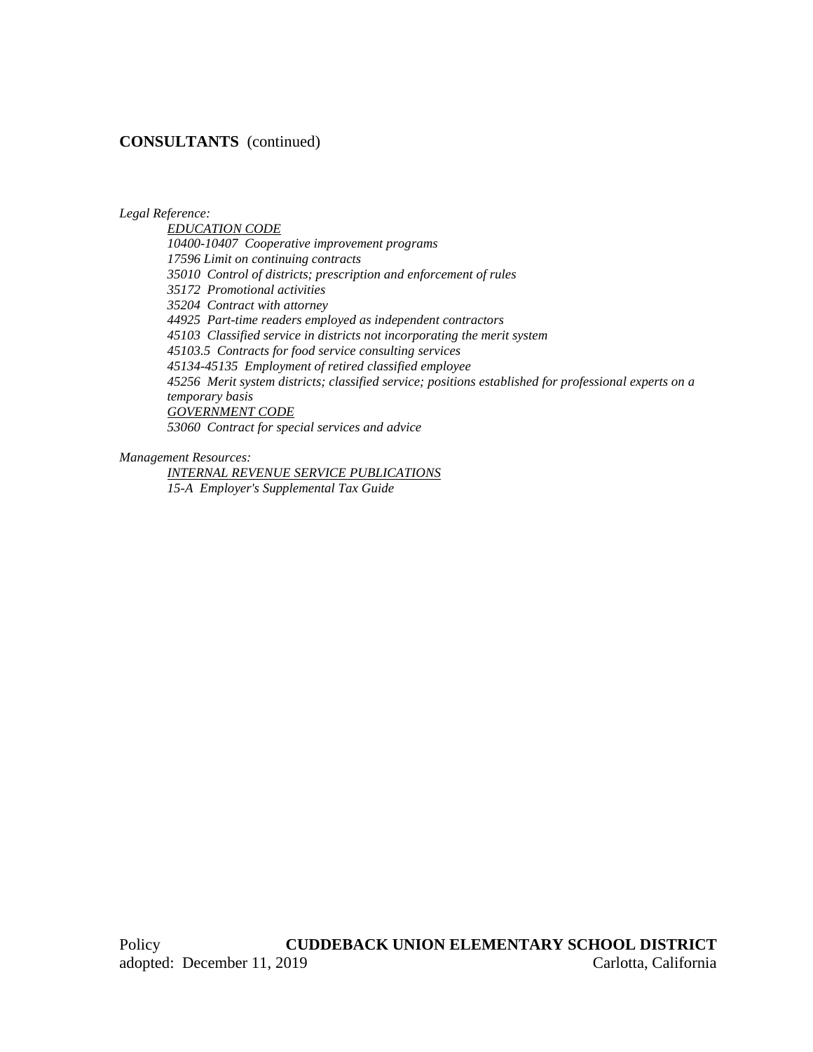**CONSULTANTS** (continued)

*Legal Reference:*

*EDUCATION CODE*

*10400-10407 Cooperative improvement programs*

*17596 Limit on continuing contracts*

*35010 Control of districts; prescription and enforcement of rules*

*35172 Promotional activities*

*35204 Contract with attorney*

*44925 Part-time readers employed as independent contractors*

*45103 Classified service in districts not incorporating the merit system*

*45103.5 Contracts for food service consulting services*

*45134-45135 Employment of retired classified employee*

*45256 Merit system districts; classified service; positions established for professional experts on a temporary basis*

*GOVERNMENT CODE*

*53060 Contract for special services and advice*

*Management Resources:*

*INTERNAL REVENUE SERVICE PUBLICATIONS*

*15-A Employer's Supplemental Tax Guide*

Policy **CUDDEBACK UNION ELEMENTARY SCHOOL DISTRICT**
adopted: December 11, 2019 Carlotta, California